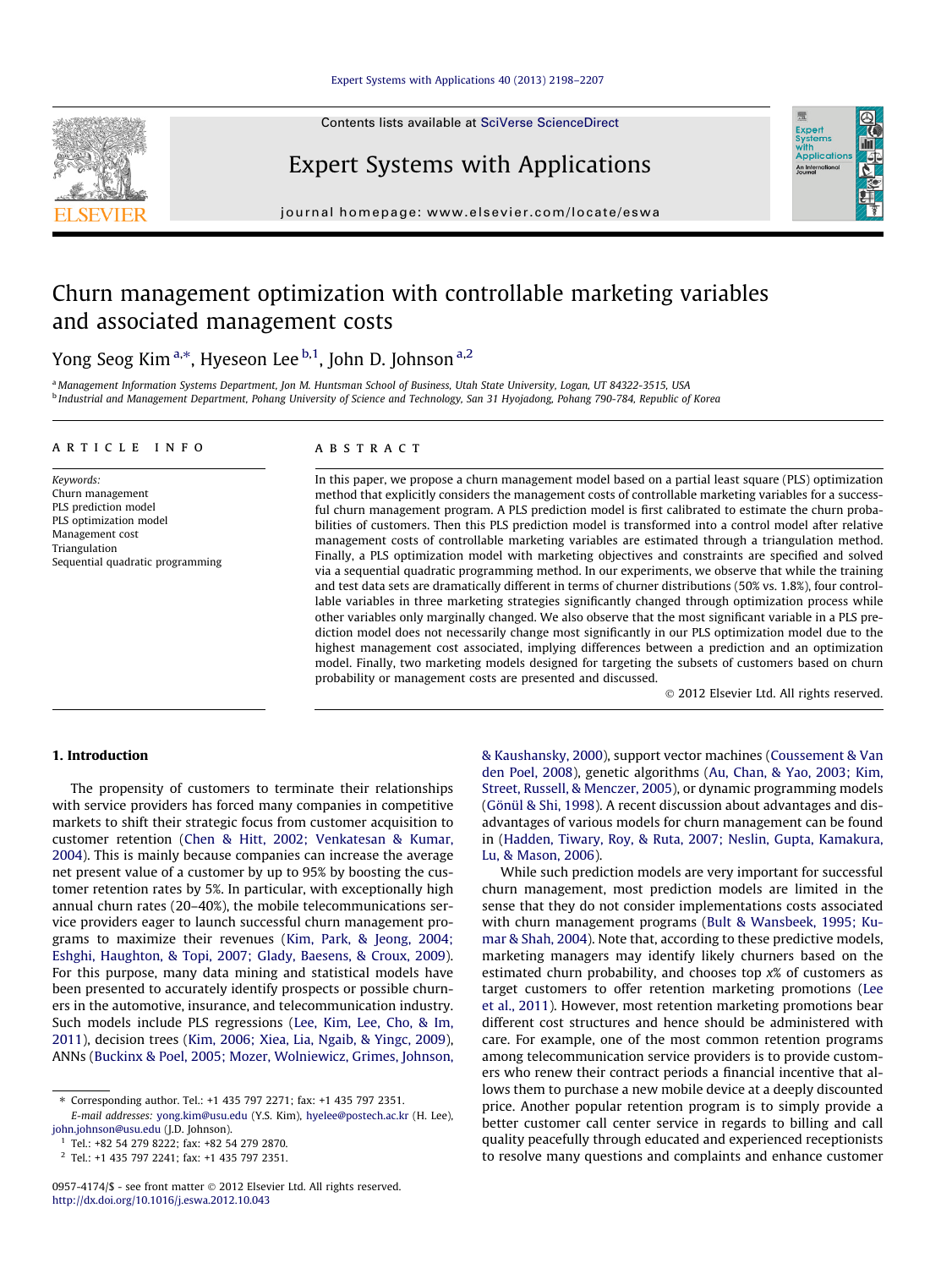# Churn management optimization with controllable marketing variables and associated management costs

Yong Seog Kim [a,*], Hyeseon Lee [b,1], John D. Johnson [a,2]

[a] Management Information Systems Department, Jon M. Huntsman School of Business, Utah State University, Logan, UT 84322-3515, USA
[b] Industrial and Management Department, Pohang University of Science and Technology, San 31 Hyojadong, Pohang 790-784, Republic of Korea

## ARTICLE INFO

*Keywords:*
Churn management
PLS prediction model
PLS optimization model
Management cost
Triangulation
Sequential quadratic programming

## ABSTRACT

In this paper, we propose a churn management model based on a partial least square (PLS) optimization method that explicitly considers the management costs of controllable marketing variables for a successful churn management program. A PLS prediction model is first calibrated to estimate the churn probabilities of customers. Then this PLS prediction model is transformed into a control model after relative management costs of controllable marketing variables are estimated through a triangulation method. Finally, a PLS optimization model with marketing objectives and constraints are specified and solved via a sequential quadratic programming method. In our experiments, we observe that while the training and test data sets are dramatically different in terms of churner distributions (50% vs. 1.8%), four controllable variables in three marketing strategies significantly changed through optimization process while other variables only marginally changed. We also observe that the most significant variable in a PLS prediction model does not necessarily change most significantly in our PLS optimization model due to the highest management cost associated, implying differences between a prediction and an optimization model. Finally, two marketing models designed for targeting the subsets of customers based on churn probability or management costs are presented and discussed.

© 2012 Elsevier Ltd. All rights reserved.

## 1. Introduction

The propensity of customers to terminate their relationships with service providers has forced many companies in competitive markets to shift their strategic focus from customer acquisition to customer retention (Chen & Hitt, 2002; Venkatesan & Kumar, 2004). This is mainly because companies can increase the average net present value of a customer by up to 95% by boosting the customer retention rates by 5%. In particular, with exceptionally high annual churn rates (20–40%), the mobile telecommunications service providers eager to launch successful churn management programs to maximize their revenues (Kim, Park, & Jeong, 2004; Eshghi, Haughton, & Topi, 2007; Glady, Baesens, & Croux, 2009). For this purpose, many data mining and statistical models have been presented to accurately identify prospects or possible churners in the automotive, insurance, and telecommunication industry. Such models include PLS regressions (Lee, Kim, Lee, Cho, & Im, 2011), decision trees (Kim, 2006; Xiea, Lia, Ngaib, & Yingc, 2009), ANNs (Buckinx & Poel, 2005; Mozer, Wolniewicz, Grimes, Johnson, & Kaushansky, 2000), support vector machines (Coussement & Van den Poel, 2008), genetic algorithms (Au, Chan, & Yao, 2003; Kim, Street, Russell, & Menczer, 2005), or dynamic programming models (Gönül & Shi, 1998). A recent discussion about advantages and disadvantages of various models for churn management can be found in (Hadden, Tiwary, Roy, & Ruta, 2007; Neslin, Gupta, Kamakura, Lu, & Mason, 2006).

While such prediction models are very important for successful churn management, most prediction models are limited in the sense that they do not consider implementations costs associated with churn management programs (Bult & Wansbeek, 1995; Kumar & Shah, 2004). Note that, according to these predictive models, marketing managers may identify likely churners based on the estimated churn probability, and chooses top *x*% of customers as target customers to offer retention marketing promotions (Lee et al., 2011). However, most retention marketing promotions bear different cost structures and hence should be administered with care. For example, one of the most common retention programs among telecommunication service providers is to provide customers who renew their contract periods a financial incentive that allows them to purchase a new mobile device at a deeply discounted price. Another popular retention program is to simply provide a better customer call center service in regards to billing and call quality peacefully through educated and experienced receptionists to resolve many questions and complaints and enhance customer

---

* Corresponding author. Tel.: +1 435 797 2271; fax: +1 435 797 2351.
*E-mail addresses:* yong.kim@usu.edu (Y.S. Kim), hyelee@postech.ac.kr (H. Lee), john.johnson@usu.edu (J.D. Johnson).
[1] Tel.: +82 54 279 8222; fax: +82 54 279 2870.
[2] Tel.: +1 435 797 2241; fax: +1 435 797 2351.

0957-4174/$ - see front matter © 2012 Elsevier Ltd. All rights reserved.
http://dx.doi.org/10.1016/j.eswa.2012.10.043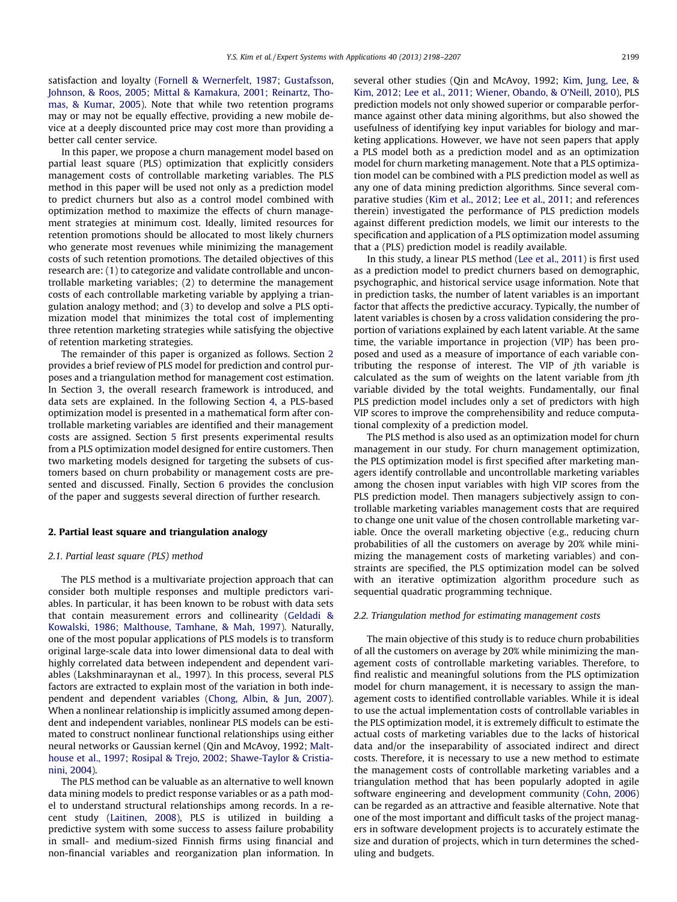satisfaction and loyalty (Fornell & Wernerfelt, 1987; Gustafsson, Johnson, & Roos, 2005; Mittal & Kamakura, 2001; Reinartz, Thomas, & Kumar, 2005). Note that while two retention programs may or may not be equally effective, providing a new mobile device at a deeply discounted price may cost more than providing a better call center service.

In this paper, we propose a churn management model based on partial least square (PLS) optimization that explicitly considers management costs of controllable marketing variables. The PLS method in this paper will be used not only as a prediction model to predict churners but also as a control model combined with optimization method to maximize the effects of churn management strategies at minimum cost. Ideally, limited resources for retention promotions should be allocated to most likely churners who generate most revenues while minimizing the management costs of such retention promotions. The detailed objectives of this research are: (1) to categorize and validate controllable and uncontrollable marketing variables; (2) to determine the management costs of each controllable marketing variable by applying a triangulation analogy method; and (3) to develop and solve a PLS optimization model that minimizes the total cost of implementing three retention marketing strategies while satisfying the objective of retention marketing strategies.

The remainder of this paper is organized as follows. Section 2 provides a brief review of PLS model for prediction and control purposes and a triangulation method for management cost estimation. In Section 3, the overall research framework is introduced, and data sets are explained. In the following Section 4, a PLS-based optimization model is presented in a mathematical form after controllable marketing variables are identified and their management costs are assigned. Section 5 first presents experimental results from a PLS optimization model designed for entire customers. Then two marketing models designed for targeting the subsets of customers based on churn probability or management costs are presented and discussed. Finally, Section 6 provides the conclusion of the paper and suggests several direction of further research.

## 2. Partial least square and triangulation analogy

### 2.1. Partial least square (PLS) method

The PLS method is a multivariate projection approach that can consider both multiple responses and multiple predictors variables. In particular, it has been known to be robust with data sets that contain measurement errors and collinearity (Geldadi & Kowalski, 1986; Malthouse, Tamhane, & Mah, 1997). Naturally, one of the most popular applications of PLS models is to transform original large-scale data into lower dimensional data to deal with highly correlated data between independent and dependent variables (Lakshminaraynan et al., 1997). In this process, several PLS factors are extracted to explain most of the variation in both independent and dependent variables (Chong, Albin, & Jun, 2007). When a nonlinear relationship is implicitly assumed among dependent and independent variables, nonlinear PLS models can be estimated to construct nonlinear functional relationships using either neural networks or Gaussian kernel (Qin and McAvoy, 1992; Malthouse et al., 1997; Rosipal & Trejo, 2002; Shawe-Taylor & Cristianini, 2004).

The PLS method can be valuable as an alternative to well known data mining models to predict response variables or as a path model to understand structural relationships among records. In a recent study (Laitinen, 2008), PLS is utilized in building a predictive system with some success to assess failure probability in small- and medium-sized Finnish firms using financial and non-financial variables and reorganization plan information. In several other studies (Qin and McAvoy, 1992; Kim, Jung, Lee, & Kim, 2012; Lee et al., 2011; Wiener, Obando, & O'Neill, 2010), PLS prediction models not only showed superior or comparable performance against other data mining algorithms, but also showed the usefulness of identifying key input variables for biology and marketing applications. However, we have not seen papers that apply a PLS model both as a prediction model and as an optimization model for churn marketing management. Note that a PLS optimization model can be combined with a PLS prediction model as well as any one of data mining prediction algorithms. Since several comparative studies (Kim et al., 2012; Lee et al., 2011; and references therein) investigated the performance of PLS prediction models against different prediction models, we limit our interests to the specification and application of a PLS optimization model assuming that a (PLS) prediction model is readily available.

In this study, a linear PLS method (Lee et al., 2011) is first used as a prediction model to predict churners based on demographic, psychographic, and historical service usage information. Note that in prediction tasks, the number of latent variables is an important factor that affects the predictive accuracy. Typically, the number of latent variables is chosen by a cross validation considering the proportion of variations explained by each latent variable. At the same time, the variable importance in projection (VIP) has been proposed and used as a measure of importance of each variable contributing the response of interest. The VIP of $j$th variable is calculated as the sum of weights on the latent variable from $j$th variable divided by the total weights. Fundamentally, our final PLS prediction model includes only a set of predictors with high VIP scores to improve the comprehensibility and reduce computational complexity of a prediction model.

The PLS method is also used as an optimization model for churn management in our study. For churn management optimization, the PLS optimization model is first specified after marketing managers identify controllable and uncontrollable marketing variables among the chosen input variables with high VIP scores from the PLS prediction model. Then managers subjectively assign to controllable marketing variables management costs that are required to change one unit value of the chosen controllable marketing variable. Once the overall marketing objective (e.g., reducing churn probabilities of all the customers on average by 20% while minimizing the management costs of marketing variables) and constraints are specified, the PLS optimization model can be solved with an iterative optimization algorithm procedure such as sequential quadratic programming technique.

### 2.2. Triangulation method for estimating management costs

The main objective of this study is to reduce churn probabilities of all the customers on average by 20% while minimizing the management costs of controllable marketing variables. Therefore, to find realistic and meaningful solutions from the PLS optimization model for churn management, it is necessary to assign the management costs to identified controllable variables. While it is ideal to use the actual implementation costs of controllable variables in the PLS optimization model, it is extremely difficult to estimate the actual costs of marketing variables due to the lacks of historical data and/or the inseparability of associated indirect and direct costs. Therefore, it is necessary to use a new method to estimate the management costs of controllable marketing variables and a triangulation method that has been popularly adopted in agile software engineering and development community (Cohn, 2006) can be regarded as an attractive and feasible alternative. Note that one of the most important and difficult tasks of the project managers in software development projects is to accurately estimate the size and duration of projects, which in turn determines the scheduling and budgets.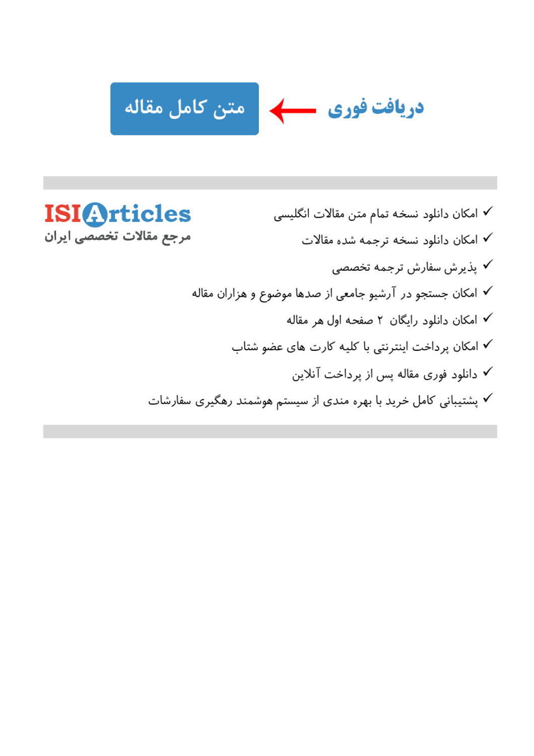دریافت فوری ← **متن کامل مقاله**

**ISIArticles**
مرجع مقالات تخصصی ایران

- ✓ امکان دانلود نسخه تمام متن مقالات انگلیسی
- ✓ امکان دانلود نسخه ترجمه شده مقالات
- ✓ پذیرش سفارش ترجمه تخصصی
- ✓ امکان جستجو در آرشیو جامعی از صدها موضوع و هزاران مقاله
- ✓ امکان دانلود رایگان ۲ صفحه اول هر مقاله
- ✓ امکان پرداخت اینترنتی با کلیه کارت های عضو شتاب
- ✓ دانلود فوری مقاله پس از پرداخت آنلاین
- ✓ پشتیبانی کامل خرید با بهره مندی از سیستم هوشمند رهگیری سفارشات